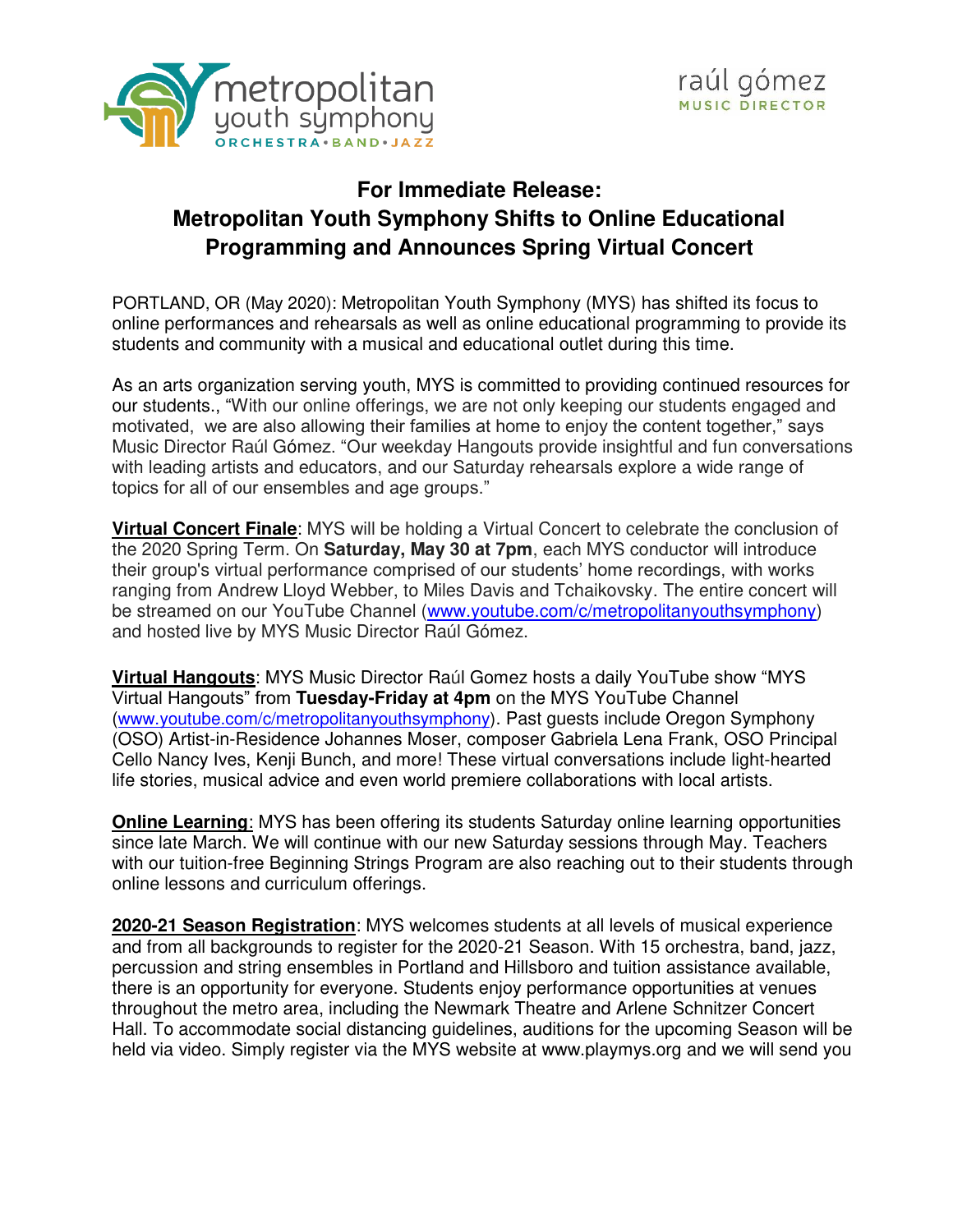metropolitan youth symphony
ORCHESTRA • BAND • JAZZ

raúl gómez
MUSIC DIRECTOR

# For Immediate Release: Metropolitan Youth Symphony Shifts to Online Educational Programming and Announces Spring Virtual Concert

PORTLAND, OR (May 2020): Metropolitan Youth Symphony (MYS) has shifted its focus to online performances and rehearsals as well as online educational programming to provide its students and community with a musical and educational outlet during this time.

As an arts organization serving youth, MYS is committed to providing continued resources for our students., "With our online offerings, we are not only keeping our students engaged and motivated, we are also allowing their families at home to enjoy the content together," says Music Director Raúl Gómez. "Our weekday Hangouts provide insightful and fun conversations with leading artists and educators, and our Saturday rehearsals explore a wide range of topics for all of our ensembles and age groups."

**Virtual Concert Finale**: MYS will be holding a Virtual Concert to celebrate the conclusion of the 2020 Spring Term. On **Saturday, May 30 at 7pm**, each MYS conductor will introduce their group's virtual performance comprised of our students' home recordings, with works ranging from Andrew Lloyd Webber, to Miles Davis and Tchaikovsky. The entire concert will be streamed on our YouTube Channel (www.youtube.com/c/metropolitanyouthsymphony) and hosted live by MYS Music Director Raúl Gómez.

**Virtual Hangouts**: MYS Music Director Raúl Gomez hosts a daily YouTube show "MYS Virtual Hangouts" from **Tuesday-Friday at 4pm** on the MYS YouTube Channel (www.youtube.com/c/metropolitanyouthsymphony). Past guests include Oregon Symphony (OSO) Artist-in-Residence Johannes Moser, composer Gabriela Lena Frank, OSO Principal Cello Nancy Ives, Kenji Bunch, and more! These virtual conversations include light-hearted life stories, musical advice and even world premiere collaborations with local artists.

**Online Learning**: MYS has been offering its students Saturday online learning opportunities since late March. We will continue with our new Saturday sessions through May. Teachers with our tuition-free Beginning Strings Program are also reaching out to their students through online lessons and curriculum offerings.

**2020-21 Season Registration**: MYS welcomes students at all levels of musical experience and from all backgrounds to register for the 2020-21 Season. With 15 orchestra, band, jazz, percussion and string ensembles in Portland and Hillsboro and tuition assistance available, there is an opportunity for everyone. Students enjoy performance opportunities at venues throughout the metro area, including the Newmark Theatre and Arlene Schnitzer Concert Hall. To accommodate social distancing guidelines, auditions for the upcoming Season will be held via video. Simply register via the MYS website at www.playmys.org and we will send you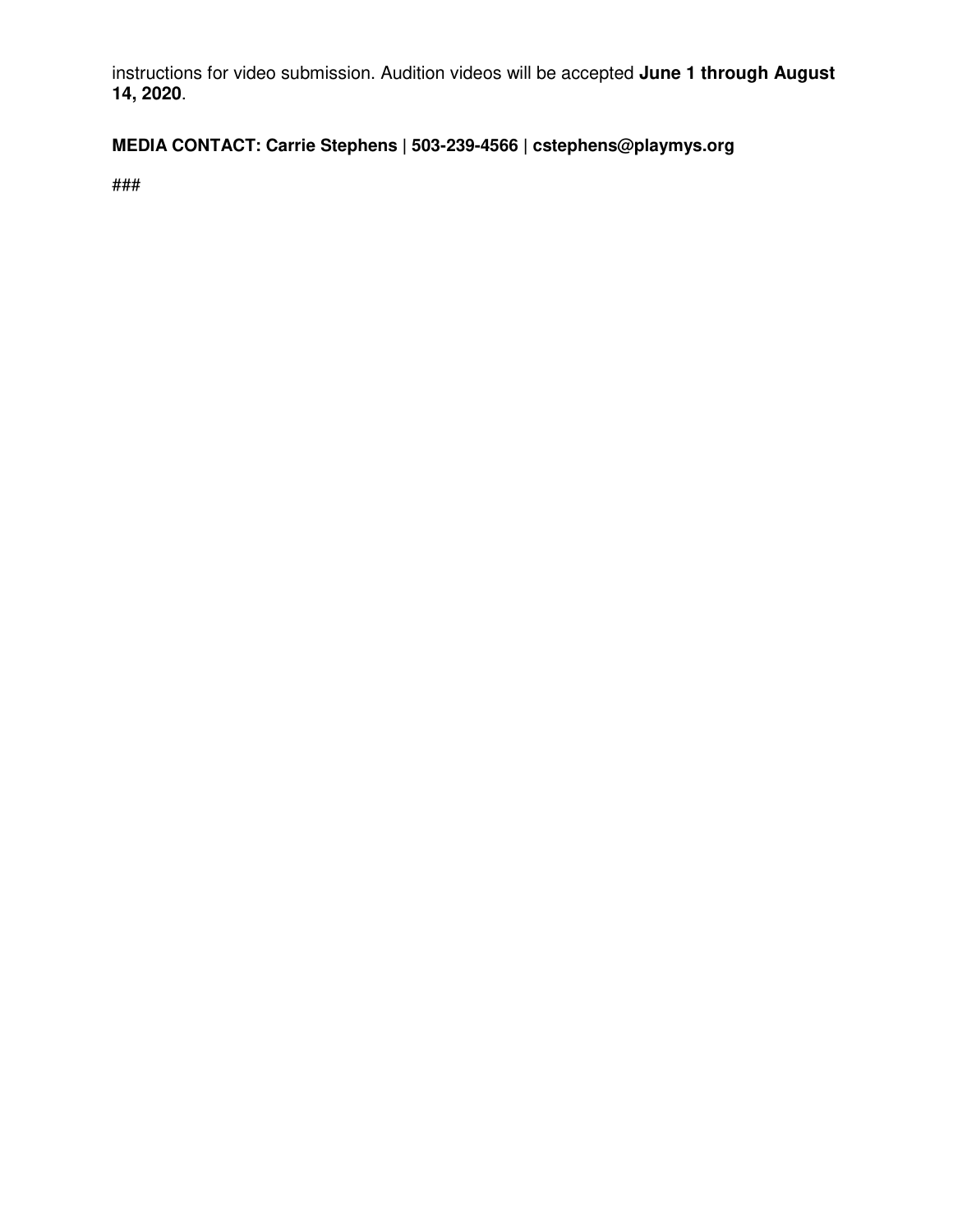instructions for video submission. Audition videos will be accepted **June 1 through August 14, 2020**.

**MEDIA CONTACT: Carrie Stephens | 503-239-4566 | cstephens@playmys.org**

###